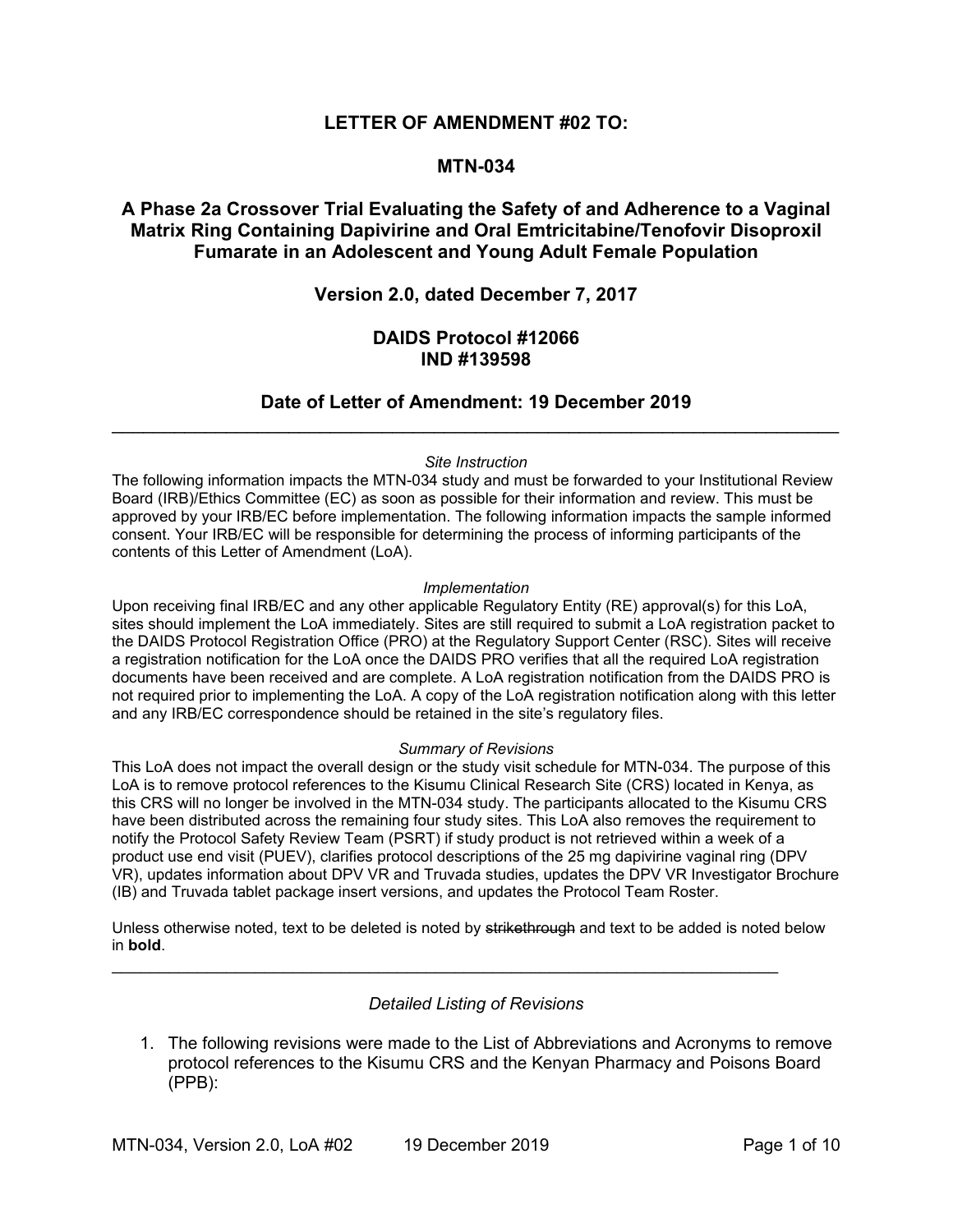# LETTER OF AMENDMENT #02 TO:

# MTN-034

## A Phase 2a Crossover Trial Evaluating the Safety of and Adherence to a Vaginal Matrix Ring Containing Dapivirine and Oral Emtricitabine/Tenofovir Disoproxil Fumarate in an Adolescent and Young Adult Female Population

## Version 2.0, dated December 7, 2017

## DAIDS Protocol #12066
## IND #139598

## Date of Letter of Amendment: 19 December 2019

---

*Site Instruction*

The following information impacts the MTN-034 study and must be forwarded to your Institutional Review Board (IRB)/Ethics Committee (EC) as soon as possible for their information and review. This must be approved by your IRB/EC before implementation. The following information impacts the sample informed consent. Your IRB/EC will be responsible for determining the process of informing participants of the contents of this Letter of Amendment (LoA).

*Implementation*

Upon receiving final IRB/EC and any other applicable Regulatory Entity (RE) approval(s) for this LoA, sites should implement the LoA immediately. Sites are still required to submit a LoA registration packet to the DAIDS Protocol Registration Office (PRO) at the Regulatory Support Center (RSC). Sites will receive a registration notification for the LoA once the DAIDS PRO verifies that all the required LoA registration documents have been received and are complete. A LoA registration notification from the DAIDS PRO is not required prior to implementing the LoA. A copy of the LoA registration notification along with this letter and any IRB/EC correspondence should be retained in the site's regulatory files.

*Summary of Revisions*

This LoA does not impact the overall design or the study visit schedule for MTN-034. The purpose of this LoA is to remove protocol references to the Kisumu Clinical Research Site (CRS) located in Kenya, as this CRS will no longer be involved in the MTN-034 study. The participants allocated to the Kisumu CRS have been distributed across the remaining four study sites. This LoA also removes the requirement to notify the Protocol Safety Review Team (PSRT) if study product is not retrieved within a week of a product use end visit (PUEV), clarifies protocol descriptions of the 25 mg dapivirine vaginal ring (DPV VR), updates information about DPV VR and Truvada studies, updates the DPV VR Investigator Brochure (IB) and Truvada tablet package insert versions, and updates the Protocol Team Roster.

Unless otherwise noted, text to be deleted is noted by ~~strikethrough~~ and text to be added is noted below in **bold**.

---

*Detailed Listing of Revisions*

1. The following revisions were made to the List of Abbreviations and Acronyms to remove protocol references to the Kisumu CRS and the Kenyan Pharmacy and Poisons Board (PPB):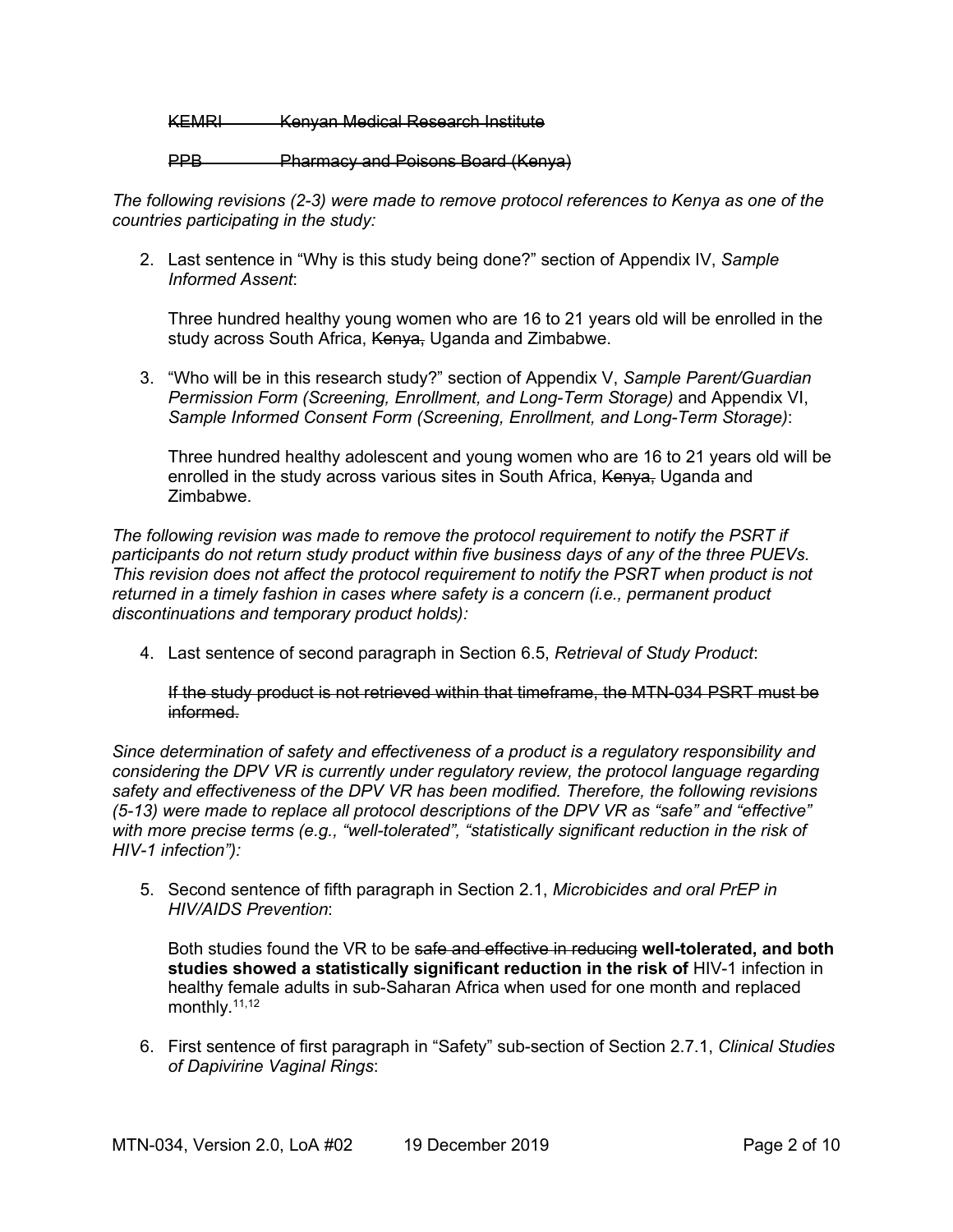~~KEMRI Kenyan Medical Research Institute~~

~~PPB Pharmacy and Poisons Board (Kenya)~~

*The following revisions (2-3) were made to remove protocol references to Kenya as one of the countries participating in the study:*

2. Last sentence in "Why is this study being done?" section of Appendix IV, *Sample Informed Assent*:

   Three hundred healthy young women who are 16 to 21 years old will be enrolled in the study across South Africa, ~~Kenya,~~ Uganda and Zimbabwe.

3. "Who will be in this research study?" section of Appendix V, *Sample Parent/Guardian Permission Form (Screening, Enrollment, and Long-Term Storage)* and Appendix VI, *Sample Informed Consent Form (Screening, Enrollment, and Long-Term Storage)*:

   Three hundred healthy adolescent and young women who are 16 to 21 years old will be enrolled in the study across various sites in South Africa, ~~Kenya,~~ Uganda and Zimbabwe.

*The following revision was made to remove the protocol requirement to notify the PSRT if participants do not return study product within five business days of any of the three PUEVs. This revision does not affect the protocol requirement to notify the PSRT when product is not returned in a timely fashion in cases where safety is a concern (i.e., permanent product discontinuations and temporary product holds):*

4. Last sentence of second paragraph in Section 6.5, *Retrieval of Study Product*:

   ~~If the study product is not retrieved within that timeframe, the MTN-034 PSRT must be informed.~~

*Since determination of safety and effectiveness of a product is a regulatory responsibility and considering the DPV VR is currently under regulatory review, the protocol language regarding safety and effectiveness of the DPV VR has been modified. Therefore, the following revisions (5-13) were made to replace all protocol descriptions of the DPV VR as "safe" and "effective" with more precise terms (e.g., "well-tolerated", "statistically significant reduction in the risk of HIV-1 infection"):*

5. Second sentence of fifth paragraph in Section 2.1, *Microbicides and oral PrEP in HIV/AIDS Prevention*:

   Both studies found the VR to be ~~safe and effective in reducing~~ **well-tolerated, and both studies showed a statistically significant reduction in the risk of** HIV-1 infection in healthy female adults in sub-Saharan Africa when used for one month and replaced monthly.[11,12]

6. First sentence of first paragraph in "Safety" sub-section of Section 2.7.1, *Clinical Studies of Dapivirine Vaginal Rings*: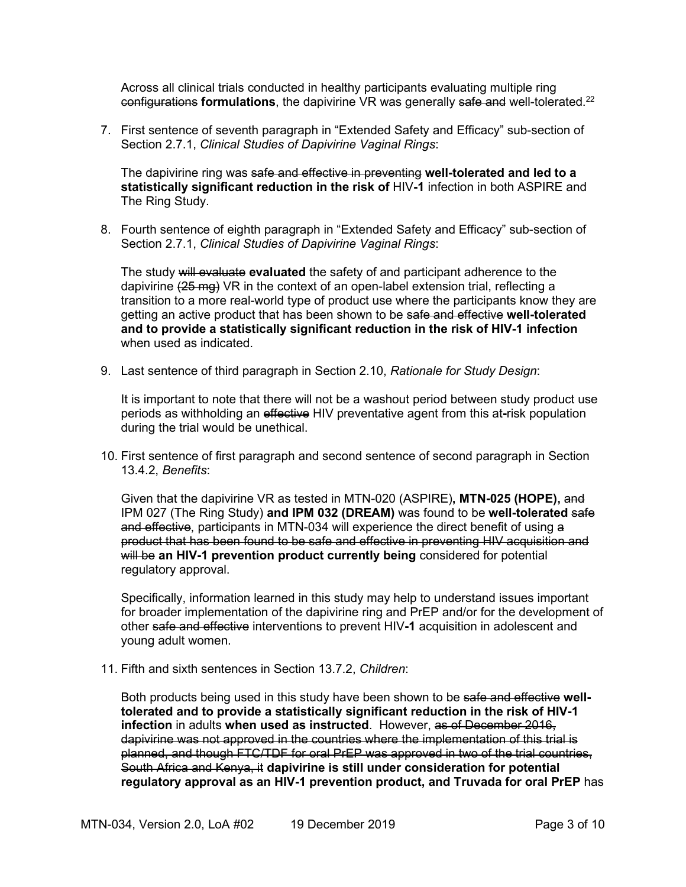Across all clinical trials conducted in healthy participants evaluating multiple ring ~~configurations~~ **formulations**, the dapivirine VR was generally ~~safe and~~ well-tolerated.[22]

7. First sentence of seventh paragraph in "Extended Safety and Efficacy" sub-section of Section 2.7.1, *Clinical Studies of Dapivirine Vaginal Rings*:

   The dapivirine ring was ~~safe and effective in preventing~~ **well-tolerated and led to a statistically significant reduction in the risk of** HIV**-1** infection in both ASPIRE and The Ring Study.

8. Fourth sentence of eighth paragraph in "Extended Safety and Efficacy" sub-section of Section 2.7.1, *Clinical Studies of Dapivirine Vaginal Rings*:

   The study ~~will evaluate~~ **evaluated** the safety of and participant adherence to the dapivirine ~~(25 mg)~~ VR in the context of an open-label extension trial, reflecting a transition to a more real-world type of product use where the participants know they are getting an active product that has been shown to be ~~safe and effective~~ **well-tolerated and to provide a statistically significant reduction in the risk of HIV-1 infection** when used as indicated.

9. Last sentence of third paragraph in Section 2.10, *Rationale for Study Design*:

   It is important to note that there will not be a washout period between study product use periods as withholding an ~~effective~~ HIV preventative agent from this at**-**risk population during the trial would be unethical.

10. First sentence of first paragraph and second sentence of second paragraph in Section 13.4.2, *Benefits*:

    Given that the dapivirine VR as tested in MTN-020 (ASPIRE)**, MTN-025 (HOPE),** ~~and~~ IPM 027 (The Ring Study) **and IPM 032 (DREAM)** was found to be **well-tolerated** ~~safe and effective~~, participants in MTN-034 will experience the direct benefit of using ~~a product that has been found to be safe and effective in preventing HIV acquisition and will be~~ **an HIV-1 prevention product currently being** considered for potential regulatory approval.

    Specifically, information learned in this study may help to understand issues important for broader implementation of the dapivirine ring and PrEP and/or for the development of other ~~safe and effective~~ interventions to prevent HIV**-1** acquisition in adolescent and young adult women.

11. Fifth and sixth sentences in Section 13.7.2, *Children*:

    Both products being used in this study have been shown to be ~~safe and effective~~ **well-tolerated and to provide a statistically significant reduction in the risk of HIV-1 infection** in adults **when used as instructed**. However, ~~as of December 2016, dapivirine was not approved in the countries where the implementation of this trial is planned, and though FTC/TDF for oral PrEP was approved in two of the trial countries, South Africa and Kenya, it~~ **dapivirine is still under consideration for potential regulatory approval as an HIV-1 prevention product, and Truvada for oral PrEP** has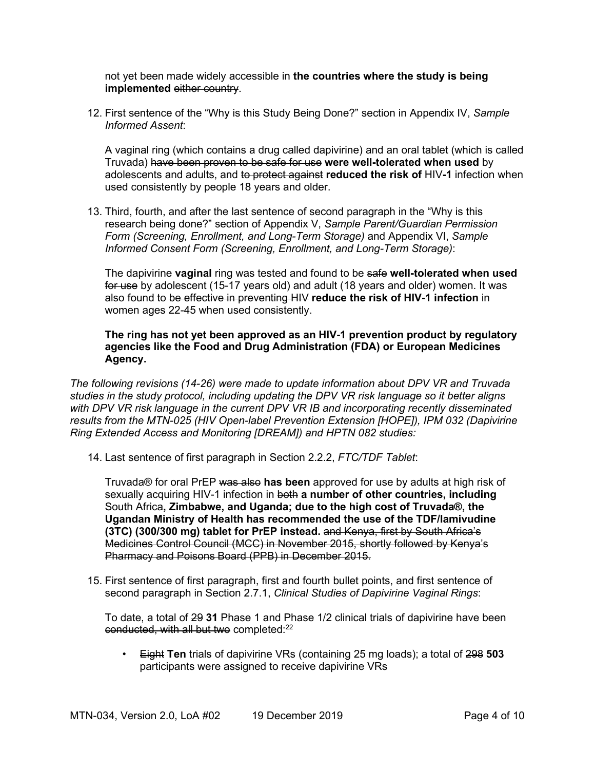not yet been made widely accessible in **the countries where the study is being implemented** ~~either country~~.

12. First sentence of the "Why is this Study Being Done?" section in Appendix IV, *Sample Informed Assent*:

    A vaginal ring (which contains a drug called dapivirine) and an oral tablet (which is called Truvada) ~~have been proven to be safe for use~~ **were well-tolerated when used** by adolescents and adults, and ~~to protect against~~ **reduced the risk of** HIV**-1** infection when used consistently by people 18 years and older.

13. Third, fourth, and after the last sentence of second paragraph in the "Why is this research being done?" section of Appendix V, *Sample Parent/Guardian Permission Form (Screening, Enrollment, and Long-Term Storage)* and Appendix VI, *Sample Informed Consent Form (Screening, Enrollment, and Long-Term Storage)*:

    The dapivirine **vaginal** ring was tested and found to be ~~safe~~ **well-tolerated when used** ~~for use~~ by adolescent (15-17 years old) and adult (18 years and older) women. It was also found to ~~be effective in preventing HIV~~ **reduce the risk of HIV-1 infection** in women ages 22-45 when used consistently.

    **The ring has not yet been approved as an HIV-1 prevention product by regulatory agencies like the Food and Drug Administration (FDA) or European Medicines Agency.**

*The following revisions (14-26) were made to update information about DPV VR and Truvada studies in the study protocol, including updating the DPV VR risk language so it better aligns with DPV VR risk language in the current DPV VR IB and incorporating recently disseminated results from the MTN-025 (HIV Open-label Prevention Extension [HOPE]), IPM 032 (Dapivirine Ring Extended Access and Monitoring [DREAM]) and HPTN 082 studies:*

14. Last sentence of first paragraph in Section 2.2.2, *FTC/TDF Tablet*:

    Truvada® for oral PrEP ~~was also~~ **has been** approved for use by adults at high risk of sexually acquiring HIV-1 infection in ~~both~~ **a number of other countries, including** South Africa**, Zimbabwe, and Uganda; due to the high cost of Truvada®, the Ugandan Ministry of Health has recommended the use of the TDF/lamivudine (3TC) (300/300 mg) tablet for PrEP instead.** ~~and Kenya, first by South Africa's Medicines Control Council (MCC) in November 2015, shortly followed by Kenya's Pharmacy and Poisons Board (PPB) in December 2015.~~

15. First sentence of first paragraph, first and fourth bullet points, and first sentence of second paragraph in Section 2.7.1, *Clinical Studies of Dapivirine Vaginal Rings*:

    To date, a total of ~~29~~ **31** Phase 1 and Phase 1/2 clinical trials of dapivirine have been ~~conducted, with all but two~~ completed:[22]

    - ~~Eight~~ **Ten** trials of dapivirine VRs (containing 25 mg loads); a total of ~~298~~ **503** participants were assigned to receive dapivirine VRs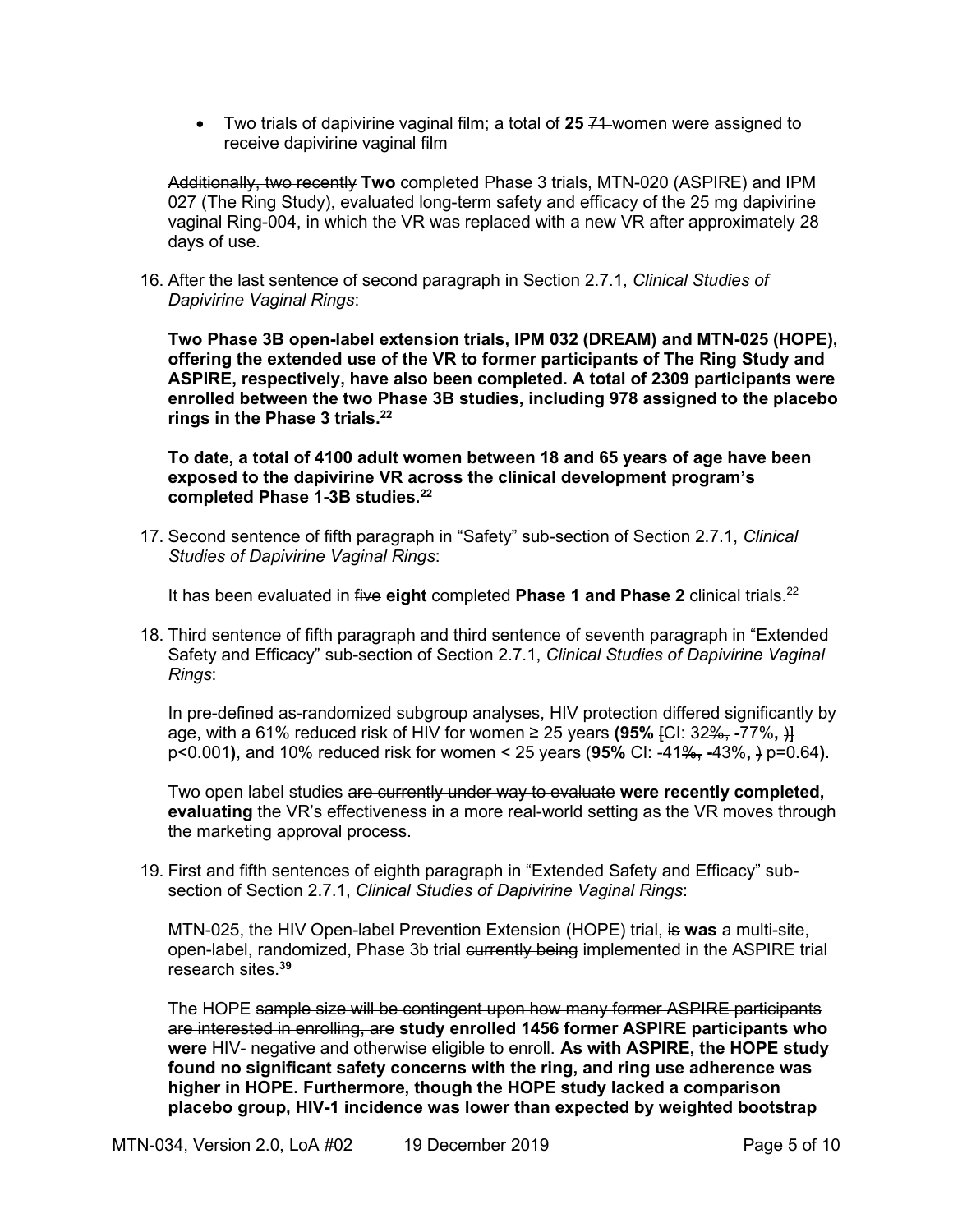- Two trials of dapivirine vaginal film; a total of **25** ~~71~~ women were assigned to receive dapivirine vaginal film

~~Additionally, two recently~~ **Two** completed Phase 3 trials, MTN-020 (ASPIRE) and IPM 027 (The Ring Study), evaluated long-term safety and efficacy of the 25 mg dapivirine vaginal Ring-004, in which the VR was replaced with a new VR after approximately 28 days of use.

16. After the last sentence of second paragraph in Section 2.7.1, *Clinical Studies of Dapivirine Vaginal Rings*:

**Two Phase 3B open-label extension trials, IPM 032 (DREAM) and MTN-025 (HOPE), offering the extended use of the VR to former participants of The Ring Study and ASPIRE, respectively, have also been completed. A total of 2309 participants were enrolled between the two Phase 3B studies, including 978 assigned to the placebo rings in the Phase 3 trials.[22]**

**To date, a total of 4100 adult women between 18 and 65 years of age have been exposed to the dapivirine VR across the clinical development program's completed Phase 1-3B studies.[22]**

17. Second sentence of fifth paragraph in "Safety" sub-section of Section 2.7.1, *Clinical Studies of Dapivirine Vaginal Rings*:

It has been evaluated in ~~five~~ **eight** completed **Phase 1 and Phase 2** clinical trials.[22]

18. Third sentence of fifth paragraph and third sentence of seventh paragraph in "Extended Safety and Efficacy" sub-section of Section 2.7.1, *Clinical Studies of Dapivirine Vaginal Rings*:

In pre-defined as-randomized subgroup analyses, HIV protection differed significantly by age, with a 61% reduced risk of HIV for women ≥ 25 years **(95%** ~~[~~CI: 32~~%,~~ **-**77%**,** ~~)~~] p<0.001**)**, and 10% reduced risk for women < 25 years (**95%** CI: -41~~%,~~ **-**43%**,** ~~)~~ p=0.64**)**.

Two open label studies ~~are currently under way to evaluate~~ **were recently completed, evaluating** the VR's effectiveness in a more real-world setting as the VR moves through the marketing approval process.

19. First and fifth sentences of eighth paragraph in "Extended Safety and Efficacy" sub-section of Section 2.7.1, *Clinical Studies of Dapivirine Vaginal Rings*:

MTN-025, the HIV Open-label Prevention Extension (HOPE) trial, ~~is~~ **was** a multi-site, open-label, randomized, Phase 3b trial ~~currently being~~ implemented in the ASPIRE trial research sites.**[39]**

The HOPE ~~sample size will be contingent upon how many former ASPIRE participants are interested in enrolling, are~~ **study enrolled 1456 former ASPIRE participants who were** HIV- negative and otherwise eligible to enroll. **As with ASPIRE, the HOPE study found no significant safety concerns with the ring, and ring use adherence was higher in HOPE. Furthermore, though the HOPE study lacked a comparison placebo group, HIV-1 incidence was lower than expected by weighted bootstrap**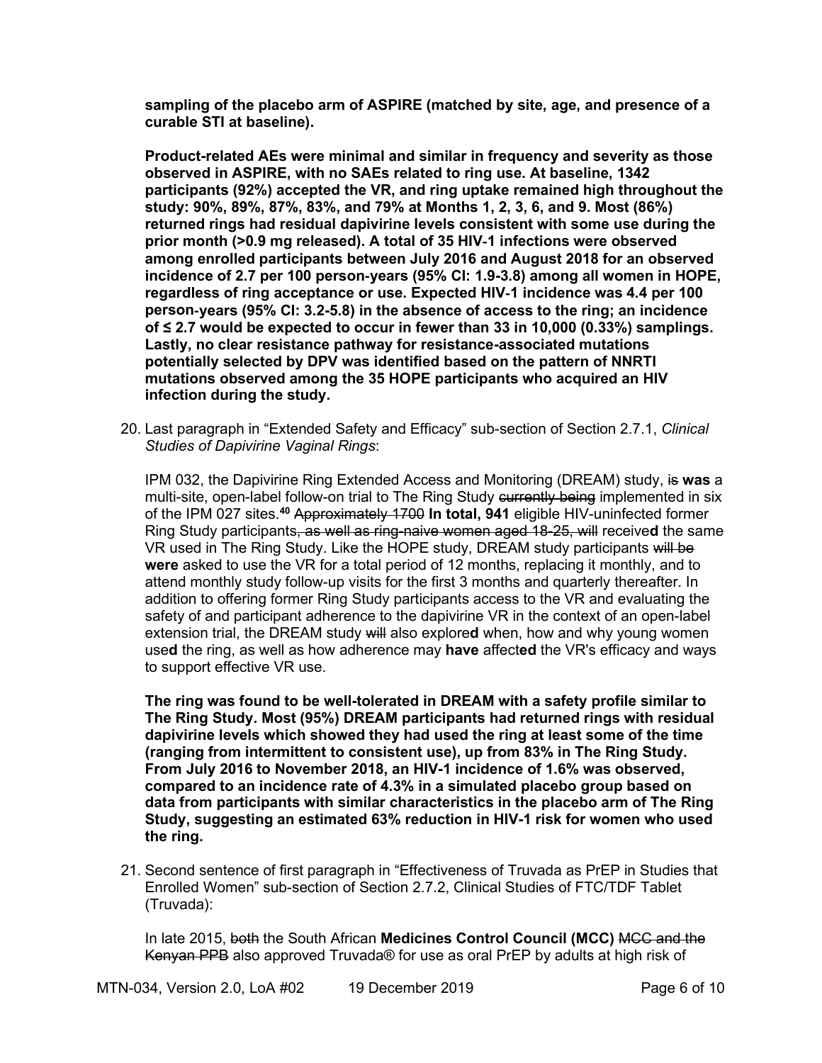**sampling of the placebo arm of ASPIRE (matched by site, age, and presence of a curable STI at baseline).**

**Product-related AEs were minimal and similar in frequency and severity as those observed in ASPIRE, with no SAEs related to ring use. At baseline, 1342 participants (92%) accepted the VR, and ring uptake remained high throughout the study: 90%, 89%, 87%, 83%, and 79% at Months 1, 2, 3, 6, and 9. Most (86%) returned rings had residual dapivirine levels consistent with some use during the prior month (>0.9 mg released). A total of 35 HIV-1 infections were observed among enrolled participants between July 2016 and August 2018 for an observed incidence of 2.7 per 100 person-years (95% CI: 1.9-3.8) among all women in HOPE, regardless of ring acceptance or use. Expected HIV-1 incidence was 4.4 per 100 person-years (95% CI: 3.2-5.8) in the absence of access to the ring; an incidence of ≤ 2.7 would be expected to occur in fewer than 33 in 10,000 (0.33%) samplings. Lastly, no clear resistance pathway for resistance-associated mutations potentially selected by DPV was identified based on the pattern of NNRTI mutations observed among the 35 HOPE participants who acquired an HIV infection during the study.**

20. Last paragraph in "Extended Safety and Efficacy" sub-section of Section 2.7.1, *Clinical Studies of Dapivirine Vaginal Rings*:

    IPM 032, the Dapivirine Ring Extended Access and Monitoring (DREAM) study, ~~is~~ **was** a multi-site, open-label follow-on trial to The Ring Study ~~currently being~~ implemented in six of the IPM 027 sites.[40] ~~Approximately 1700~~ **In total, 941** eligible HIV-uninfected former Ring Study participants~~, as well as ring-naive women aged 18-25, will~~ receive**d** the same VR used in The Ring Study. Like the HOPE study, DREAM study participants ~~will be~~ **were** asked to use the VR for a total period of 12 months, replacing it monthly, and to attend monthly study follow-up visits for the first 3 months and quarterly thereafter. In addition to offering former Ring Study participants access to the VR and evaluating the safety of and participant adherence to the dapivirine VR in the context of an open-label extension trial, the DREAM study ~~will~~ also explore**d** when, how and why young women use**d** the ring, as well as how adherence may **have** affect**ed** the VR's efficacy and ways to support effective VR use.

    **The ring was found to be well-tolerated in DREAM with a safety profile similar to The Ring Study. Most (95%) DREAM participants had returned rings with residual dapivirine levels which showed they had used the ring at least some of the time (ranging from intermittent to consistent use), up from 83% in The Ring Study. From July 2016 to November 2018, an HIV-1 incidence of 1.6% was observed, compared to an incidence rate of 4.3% in a simulated placebo group based on data from participants with similar characteristics in the placebo arm of The Ring Study, suggesting an estimated 63% reduction in HIV-1 risk for women who used the ring.**

21. Second sentence of first paragraph in "Effectiveness of Truvada as PrEP in Studies that Enrolled Women" sub-section of Section 2.7.2, Clinical Studies of FTC/TDF Tablet (Truvada):

    In late 2015, ~~both~~ the South African **Medicines Control Council (MCC)** ~~MCC and the Kenyan PPB~~ also approved Truvada® for use as oral PrEP by adults at high risk of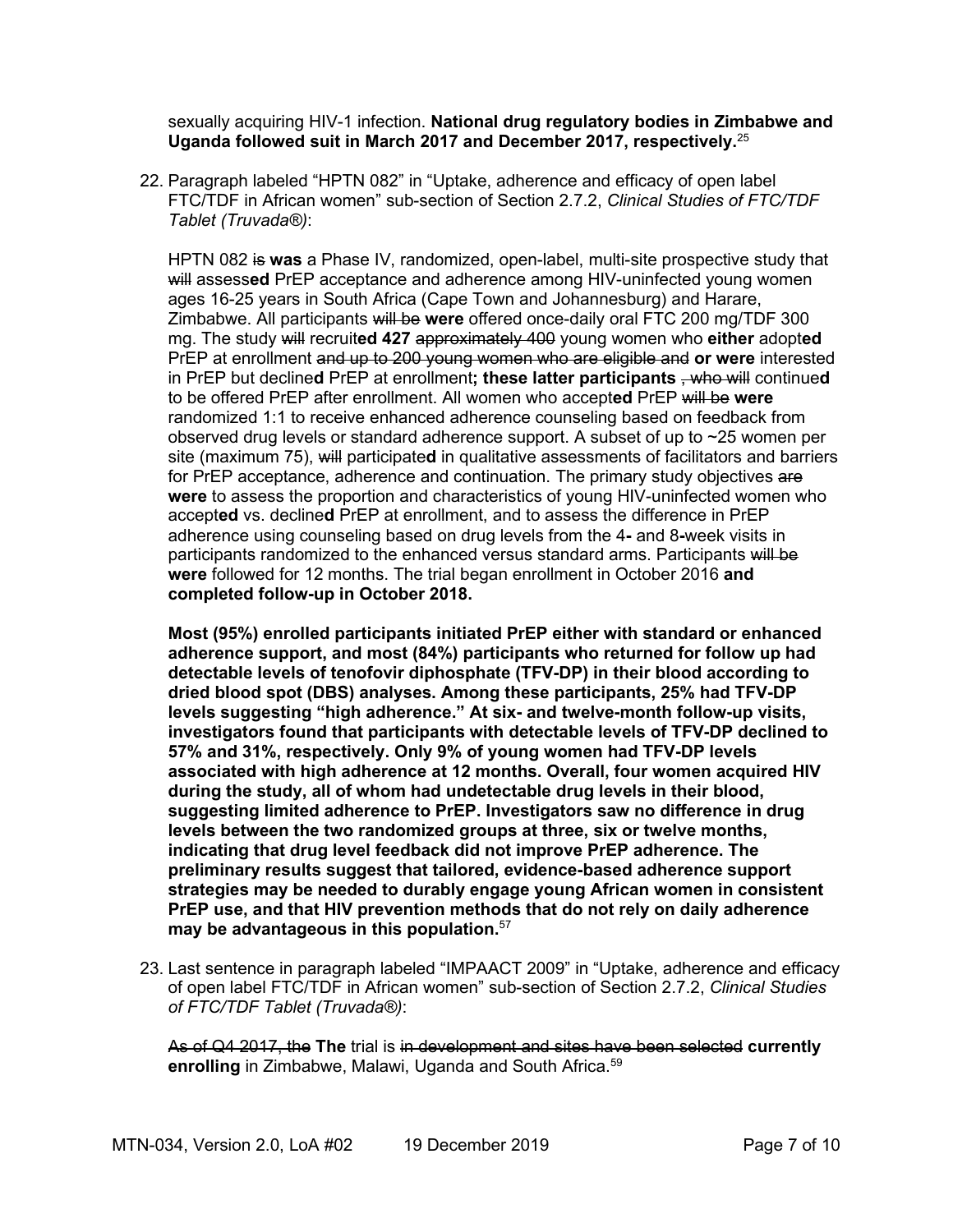sexually acquiring HIV-1 infection. **National drug regulatory bodies in Zimbabwe and Uganda followed suit in March 2017 and December 2017, respectively.**[25]

22. Paragraph labeled "HPTN 082" in "Uptake, adherence and efficacy of open label FTC/TDF in African women" sub-section of Section 2.7.2, *Clinical Studies of FTC/TDF Tablet (Truvada®)*:

    HPTN 082 ~~is~~ **was** a Phase IV, randomized, open-label, multi-site prospective study that ~~will~~ assess**ed** PrEP acceptance and adherence among HIV-uninfected young women ages 16-25 years in South Africa (Cape Town and Johannesburg) and Harare, Zimbabwe. All participants ~~will be~~ **were** offered once-daily oral FTC 200 mg/TDF 300 mg. The study ~~will~~ recruit**ed 427** ~~approximately 400~~ young women who **either** adopt**ed** PrEP at enrollment ~~and up to 200 young women who are eligible and~~ **or were** interested in PrEP but decline**d** PrEP at enrollment**; these latter participants** ~~, who will~~ continue**d** to be offered PrEP after enrollment. All women who accept**ed** PrEP ~~will be~~ **were** randomized 1:1 to receive enhanced adherence counseling based on feedback from observed drug levels or standard adherence support. A subset of up to ~25 women per site (maximum 75), ~~will~~ participate**d** in qualitative assessments of facilitators and barriers for PrEP acceptance, adherence and continuation. The primary study objectives ~~are~~ **were** to assess the proportion and characteristics of young HIV-uninfected women who accept**ed** vs. decline**d** PrEP at enrollment, and to assess the difference in PrEP adherence using counseling based on drug levels from the 4**-** and 8**-**week visits in participants randomized to the enhanced versus standard arms. Participants ~~will be~~ **were** followed for 12 months. The trial began enrollment in October 2016 **and completed follow-up in October 2018.**

    **Most (95%) enrolled participants initiated PrEP either with standard or enhanced adherence support, and most (84%) participants who returned for follow up had detectable levels of tenofovir diphosphate (TFV-DP) in their blood according to dried blood spot (DBS) analyses. Among these participants, 25% had TFV-DP levels suggesting "high adherence." At six- and twelve-month follow-up visits, investigators found that participants with detectable levels of TFV-DP declined to 57% and 31%, respectively. Only 9% of young women had TFV-DP levels associated with high adherence at 12 months. Overall, four women acquired HIV during the study, all of whom had undetectable drug levels in their blood, suggesting limited adherence to PrEP. Investigators saw no difference in drug levels between the two randomized groups at three, six or twelve months, indicating that drug level feedback did not improve PrEP adherence. The preliminary results suggest that tailored, evidence-based adherence support strategies may be needed to durably engage young African women in consistent PrEP use, and that HIV prevention methods that do not rely on daily adherence may be advantageous in this population.**[57]

23. Last sentence in paragraph labeled "IMPAACT 2009" in "Uptake, adherence and efficacy of open label FTC/TDF in African women" sub-section of Section 2.7.2, *Clinical Studies of FTC/TDF Tablet (Truvada®)*:

    ~~As of Q4 2017, the~~ **The** trial is ~~in development and sites have been selected~~ **currently enrolling** in Zimbabwe, Malawi, Uganda and South Africa.[59]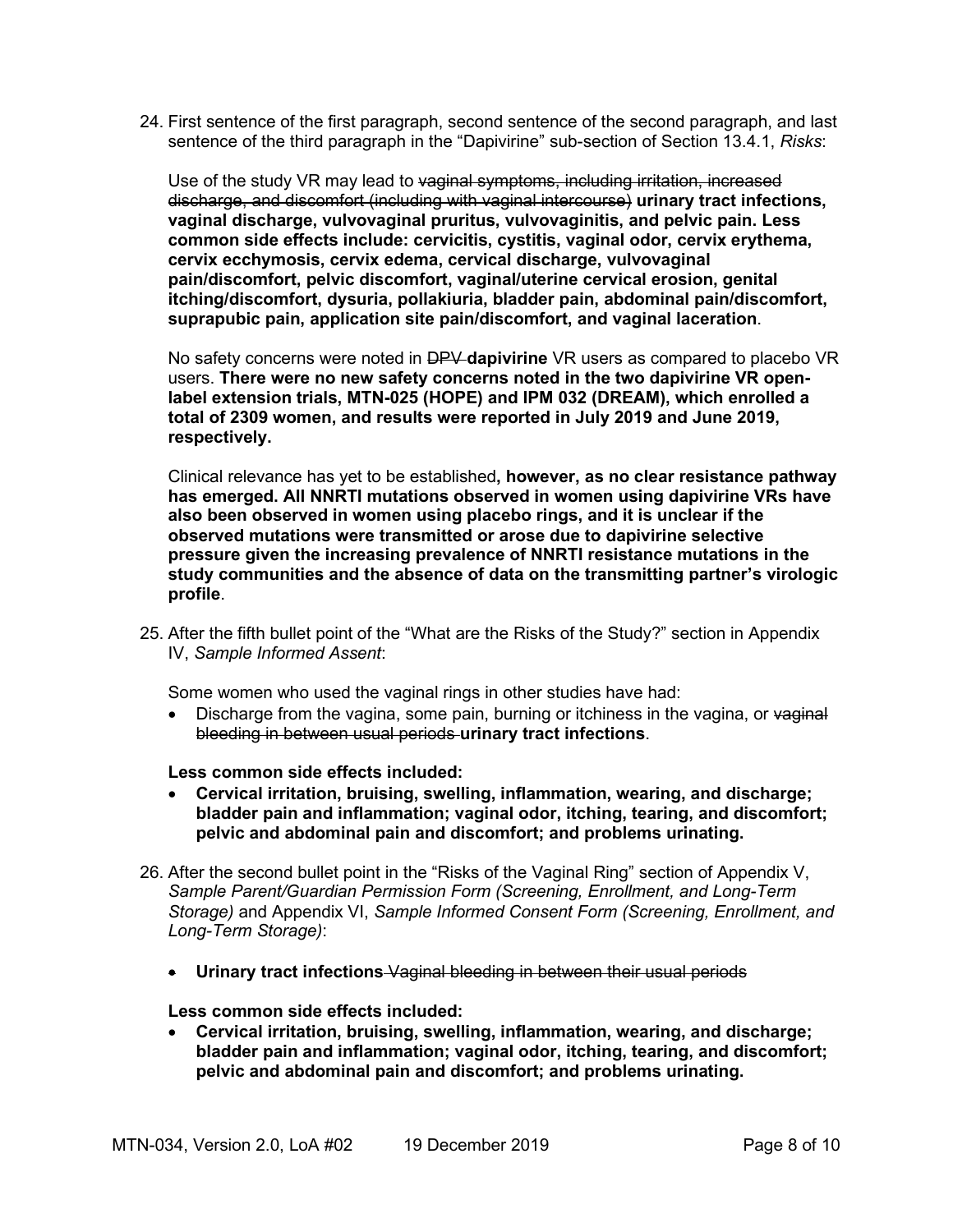24. First sentence of the first paragraph, second sentence of the second paragraph, and last sentence of the third paragraph in the "Dapivirine" sub-section of Section 13.4.1, *Risks*:

    Use of the study VR may lead to ~~vaginal symptoms, including irritation, increased discharge, and discomfort (including with vaginal intercourse)~~ **urinary tract infections, vaginal discharge, vulvovaginal pruritus, vulvovaginitis, and pelvic pain. Less common side effects include: cervicitis, cystitis, vaginal odor, cervix erythema, cervix ecchymosis, cervix edema, cervical discharge, vulvovaginal pain/discomfort, pelvic discomfort, vaginal/uterine cervical erosion, genital itching/discomfort, dysuria, pollakiuria, bladder pain, abdominal pain/discomfort, suprapubic pain, application site pain/discomfort, and vaginal laceration**.

    No safety concerns were noted in ~~DPV~~ **dapivirine** VR users as compared to placebo VR users. **There were no new safety concerns noted in the two dapivirine VR open-label extension trials, MTN-025 (HOPE) and IPM 032 (DREAM), which enrolled a total of 2309 women, and results were reported in July 2019 and June 2019, respectively.**

    Clinical relevance has yet to be established**, however, as no clear resistance pathway has emerged. All NNRTI mutations observed in women using dapivirine VRs have also been observed in women using placebo rings, and it is unclear if the observed mutations were transmitted or arose due to dapivirine selective pressure given the increasing prevalence of NNRTI resistance mutations in the study communities and the absence of data on the transmitting partner's virologic profile**.

25. After the fifth bullet point of the "What are the Risks of the Study?" section in Appendix IV, *Sample Informed Assent*:

    Some women who used the vaginal rings in other studies have had:

    - Discharge from the vagina, some pain, burning or itchiness in the vagina, or ~~vaginal bleeding in between usual periods~~ **urinary tract infections**.

    **Less common side effects included:**

    - **Cervical irritation, bruising, swelling, inflammation, wearing, and discharge; bladder pain and inflammation; vaginal odor, itching, tearing, and discomfort; pelvic and abdominal pain and discomfort; and problems urinating.**

26. After the second bullet point in the "Risks of the Vaginal Ring" section of Appendix V, *Sample Parent/Guardian Permission Form (Screening, Enrollment, and Long-Term Storage)* and Appendix VI, *Sample Informed Consent Form (Screening, Enrollment, and Long-Term Storage)*:

    - **Urinary tract infections** ~~Vaginal bleeding in between their usual periods~~

    **Less common side effects included:**

    - **Cervical irritation, bruising, swelling, inflammation, wearing, and discharge; bladder pain and inflammation; vaginal odor, itching, tearing, and discomfort; pelvic and abdominal pain and discomfort; and problems urinating.**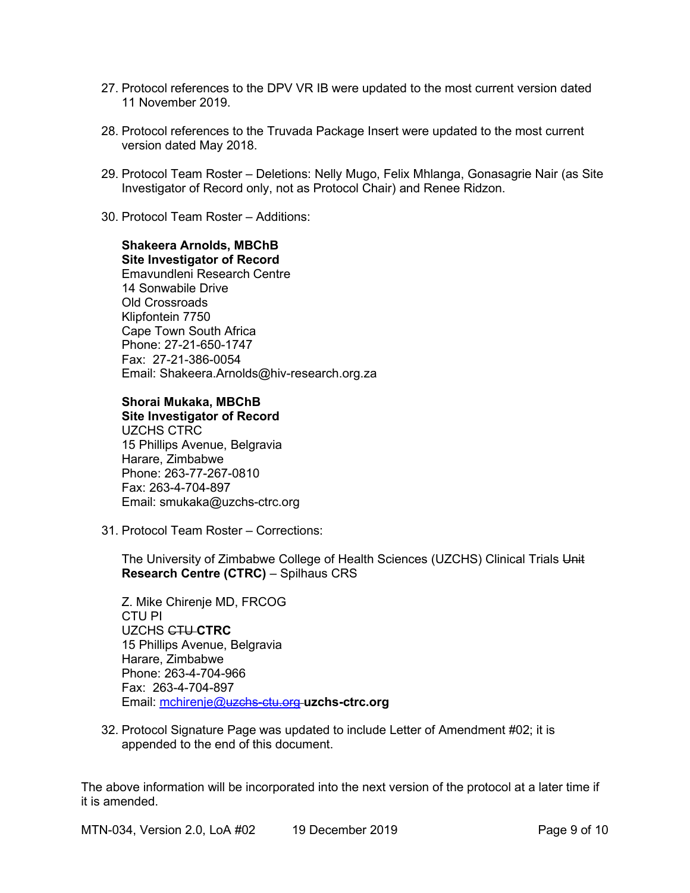27. Protocol references to the DPV VR IB were updated to the most current version dated 11 November 2019.

28. Protocol references to the Truvada Package Insert were updated to the most current version dated May 2018.

29. Protocol Team Roster – Deletions: Nelly Mugo, Felix Mhlanga, Gonasagrie Nair (as Site Investigator of Record only, not as Protocol Chair) and Renee Ridzon.

30. Protocol Team Roster – Additions:

    **Shakeera Arnolds, MBChB**
    **Site Investigator of Record**
    Emavundleni Research Centre
    14 Sonwabile Drive
    Old Crossroads
    Klipfontein 7750
    Cape Town South Africa
    Phone: 27-21-650-1747
    Fax: 27-21-386-0054
    Email: Shakeera.Arnolds@hiv-research.org.za

    **Shorai Mukaka, MBChB**
    **Site Investigator of Record**
    UZCHS CTRC
    15 Phillips Avenue, Belgravia
    Harare, Zimbabwe
    Phone: 263-77-267-0810
    Fax: 263-4-704-897
    Email: smukaka@uzchs-ctrc.org

31. Protocol Team Roster – Corrections:

    The University of Zimbabwe College of Health Sciences (UZCHS) Clinical Trials ~~Unit~~ **Research Centre (CTRC)** – Spilhaus CRS

    Z. Mike Chirenje MD, FRCOG
    CTU PI
    UZCHS ~~CTU~~ **CTRC**
    15 Phillips Avenue, Belgravia
    Harare, Zimbabwe
    Phone: 263-4-704-966
    Fax: 263-4-704-897
    Email: mchirenje@~~uzchs-ctu.org~~ **uzchs-ctrc.org**

32. Protocol Signature Page was updated to include Letter of Amendment #02; it is appended to the end of this document.

The above information will be incorporated into the next version of the protocol at a later time if it is amended.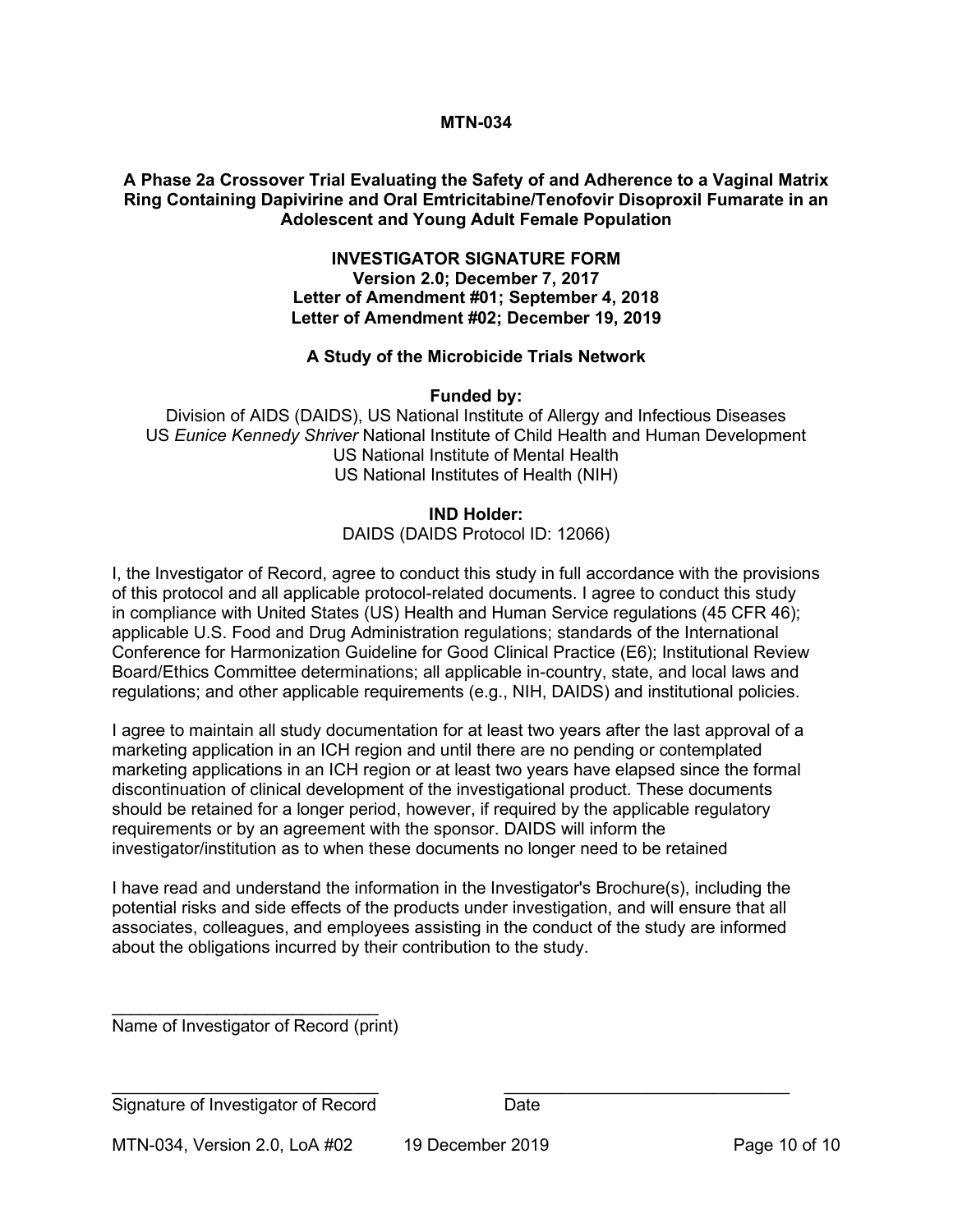**MTN-034**

**A Phase 2a Crossover Trial Evaluating the Safety of and Adherence to a Vaginal Matrix Ring Containing Dapivirine and Oral Emtricitabine/Tenofovir Disoproxil Fumarate in an Adolescent and Young Adult Female Population**

**INVESTIGATOR SIGNATURE FORM**
**Version 2.0; December 7, 2017**
**Letter of Amendment #01; September 4, 2018**
**Letter of Amendment #02; December 19, 2019**

**A Study of the Microbicide Trials Network**

**Funded by:**
Division of AIDS (DAIDS), US National Institute of Allergy and Infectious Diseases
US *Eunice Kennedy Shriver* National Institute of Child Health and Human Development
US National Institute of Mental Health
US National Institutes of Health (NIH)

**IND Holder:**
DAIDS (DAIDS Protocol ID: 12066)

I, the Investigator of Record, agree to conduct this study in full accordance with the provisions of this protocol and all applicable protocol-related documents. I agree to conduct this study in compliance with United States (US) Health and Human Service regulations (45 CFR 46); applicable U.S. Food and Drug Administration regulations; standards of the International Conference for Harmonization Guideline for Good Clinical Practice (E6); Institutional Review Board/Ethics Committee determinations; all applicable in-country, state, and local laws and regulations; and other applicable requirements (e.g., NIH, DAIDS) and institutional policies.

I agree to maintain all study documentation for at least two years after the last approval of a marketing application in an ICH region and until there are no pending or contemplated marketing applications in an ICH region or at least two years have elapsed since the formal discontinuation of clinical development of the investigational product. These documents should be retained for a longer period, however, if required by the applicable regulatory requirements or by an agreement with the sponsor. DAIDS will inform the investigator/institution as to when these documents no longer need to be retained

I have read and understand the information in the Investigator's Brochure(s), including the potential risks and side effects of the products under investigation, and will ensure that all associates, colleagues, and employees assisting in the conduct of the study are informed about the obligations incurred by their contribution to the study.

____________________________
Name of Investigator of Record (print)

____________________________ ____________________________
Signature of Investigator of Record Date